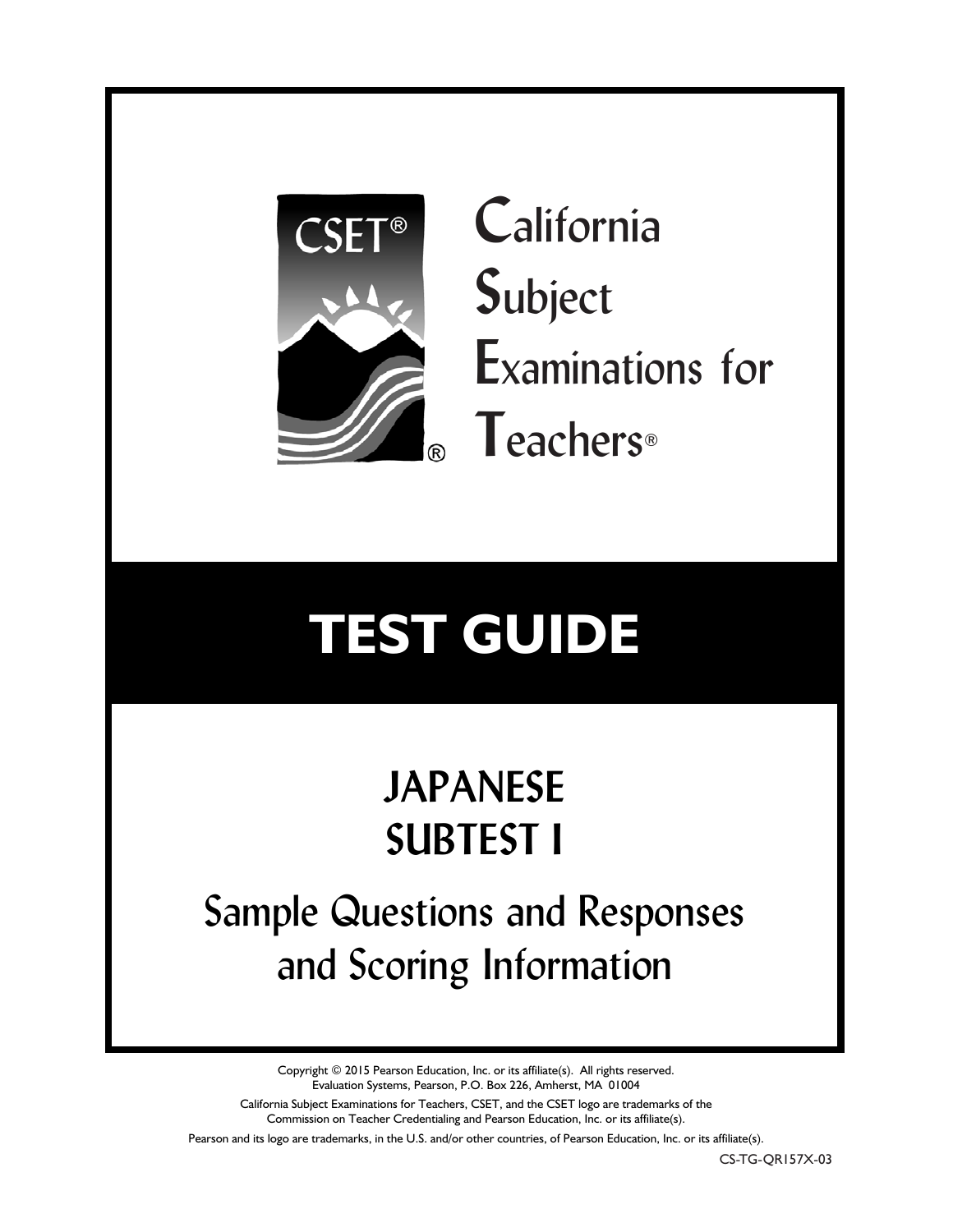CSET®

# California Subject Examinations for Teachers®

# TEST GUIDE

## JAPANESE SUBTEST I

## Sample Questions and Responses and Scoring Information

Copyright © 2015 Pearson Education, Inc. or its affiliate(s). All rights reserved.
Evaluation Systems, Pearson, P.O. Box 226, Amherst, MA 01004

California Subject Examinations for Teachers, CSET, and the CSET logo are trademarks of the Commission on Teacher Credentialing and Pearson Education, Inc. or its affiliate(s).

Pearson and its logo are trademarks, in the U.S. and/or other countries, of Pearson Education, Inc. or its affiliate(s).

CS-TG-QR157X-03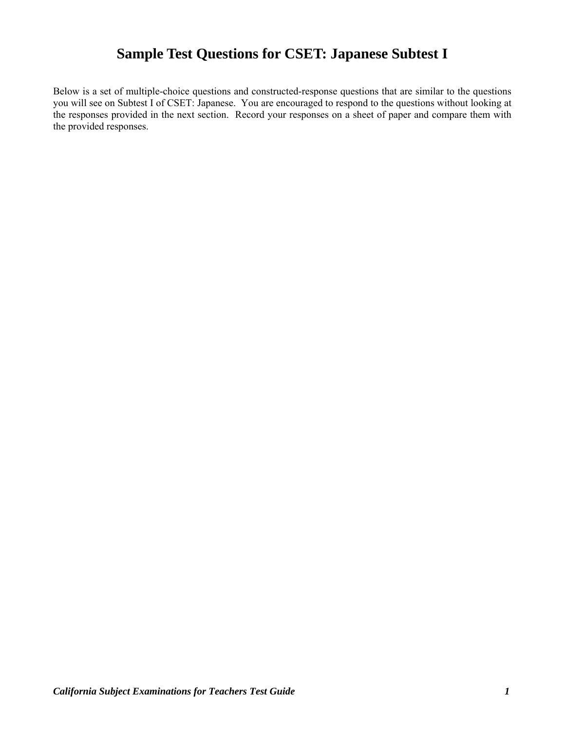# Sample Test Questions for CSET: Japanese Subtest I

Below is a set of multiple-choice questions and constructed-response questions that are similar to the questions you will see on Subtest I of CSET: Japanese. You are encouraged to respond to the questions without looking at the responses provided in the next section. Record your responses on a sheet of paper and compare them with the provided responses.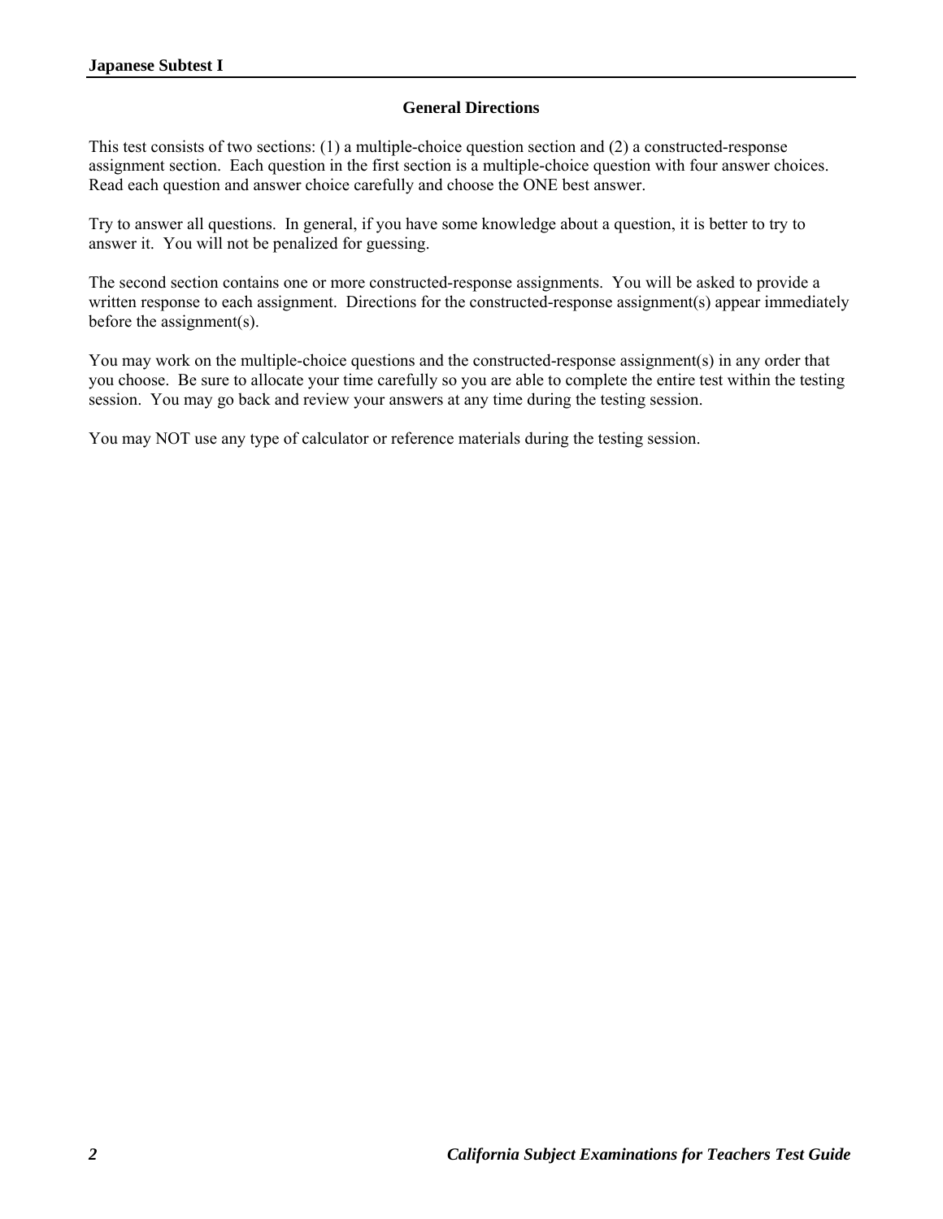## General Directions

This test consists of two sections: (1) a multiple-choice question section and (2) a constructed-response assignment section. Each question in the first section is a multiple-choice question with four answer choices. Read each question and answer choice carefully and choose the ONE best answer.

Try to answer all questions. In general, if you have some knowledge about a question, it is better to try to answer it. You will not be penalized for guessing.

The second section contains one or more constructed-response assignments. You will be asked to provide a written response to each assignment. Directions for the constructed-response assignment(s) appear immediately before the assignment(s).

You may work on the multiple-choice questions and the constructed-response assignment(s) in any order that you choose. Be sure to allocate your time carefully so you are able to complete the entire test within the testing session. You may go back and review your answers at any time during the testing session.

You may NOT use any type of calculator or reference materials during the testing session.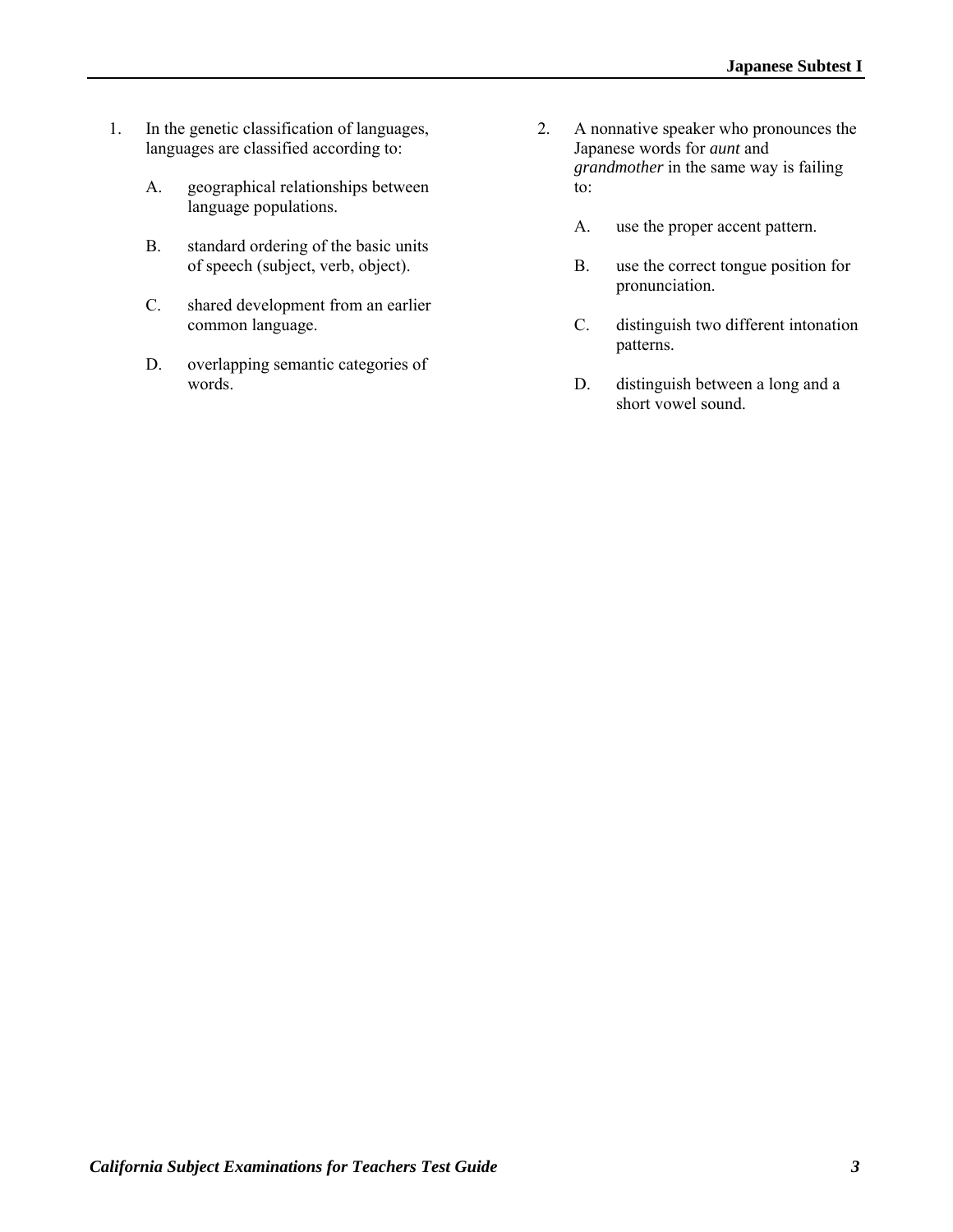1. In the genetic classification of languages, languages are classified according to:

   A. geographical relationships between language populations.

   B. standard ordering of the basic units of speech (subject, verb, object).

   C. shared development from an earlier common language.

   D. overlapping semantic categories of words.

2. A nonnative speaker who pronounces the Japanese words for *aunt* and *grandmother* in the same way is failing to:

   A. use the proper accent pattern.

   B. use the correct tongue position for pronunciation.

   C. distinguish two different intonation patterns.

   D. distinguish between a long and a short vowel sound.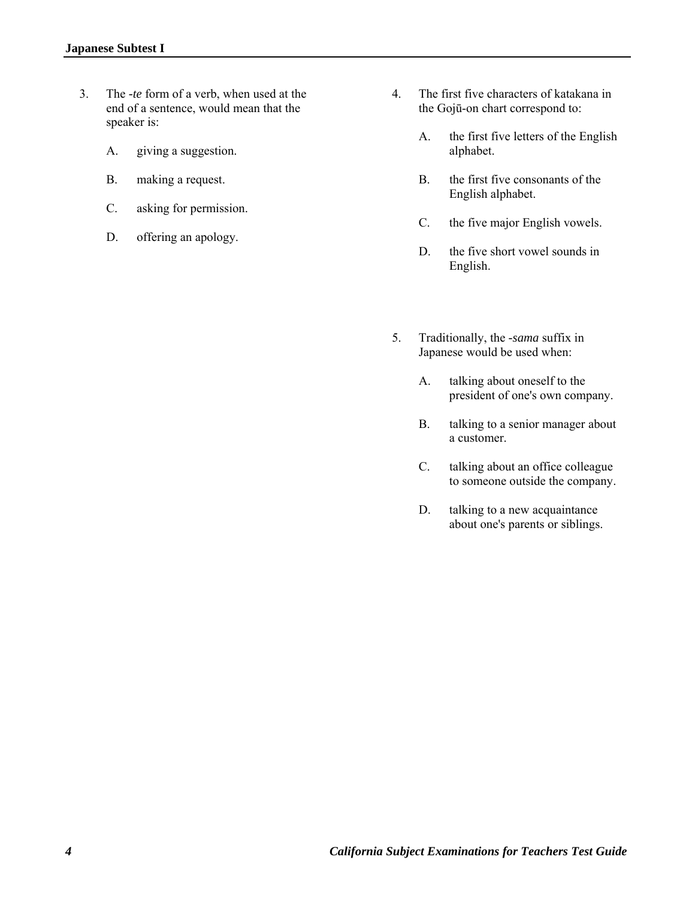3. The -*te* form of a verb, when used at the end of a sentence, would mean that the speaker is:

   A. giving a suggestion.

   B. making a request.

   C. asking for permission.

   D. offering an apology.

4. The first five characters of katakana in the Gojū-on chart correspond to:

   A. the first five letters of the English alphabet.

   B. the first five consonants of the English alphabet.

   C. the five major English vowels.

   D. the five short vowel sounds in English.

5. Traditionally, the -*sama* suffix in Japanese would be used when:

   A. talking about oneself to the president of one's own company.

   B. talking to a senior manager about a customer.

   C. talking about an office colleague to someone outside the company.

   D. talking to a new acquaintance about one's parents or siblings.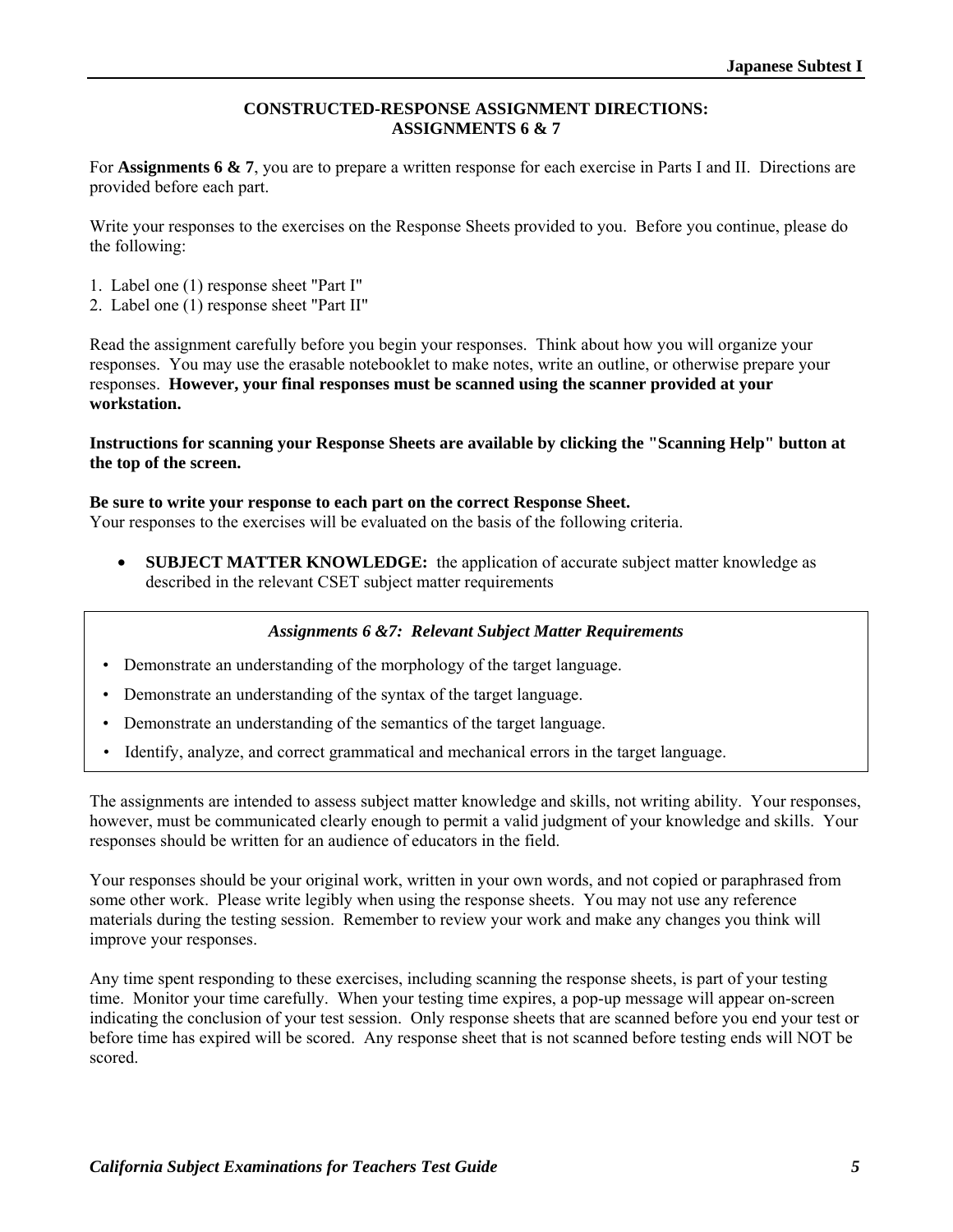## CONSTRUCTED-RESPONSE ASSIGNMENT DIRECTIONS: ASSIGNMENTS 6 & 7

For **Assignments 6 & 7**, you are to prepare a written response for each exercise in Parts I and II. Directions are provided before each part.

Write your responses to the exercises on the Response Sheets provided to you. Before you continue, please do the following:

1. Label one (1) response sheet "Part I"
2. Label one (1) response sheet "Part II"

Read the assignment carefully before you begin your responses. Think about how you will organize your responses. You may use the erasable notebooklet to make notes, write an outline, or otherwise prepare your responses. **However, your final responses must be scanned using the scanner provided at your workstation.**

**Instructions for scanning your Response Sheets are available by clicking the "Scanning Help" button at the top of the screen.**

**Be sure to write your response to each part on the correct Response Sheet.**
Your responses to the exercises will be evaluated on the basis of the following criteria.

- **SUBJECT MATTER KNOWLEDGE:** the application of accurate subject matter knowledge as described in the relevant CSET subject matter requirements

***Assignments 6 &7: Relevant Subject Matter Requirements***

- Demonstrate an understanding of the morphology of the target language.
- Demonstrate an understanding of the syntax of the target language.
- Demonstrate an understanding of the semantics of the target language.
- Identify, analyze, and correct grammatical and mechanical errors in the target language.

The assignments are intended to assess subject matter knowledge and skills, not writing ability. Your responses, however, must be communicated clearly enough to permit a valid judgment of your knowledge and skills. Your responses should be written for an audience of educators in the field.

Your responses should be your original work, written in your own words, and not copied or paraphrased from some other work. Please write legibly when using the response sheets. You may not use any reference materials during the testing session. Remember to review your work and make any changes you think will improve your responses.

Any time spent responding to these exercises, including scanning the response sheets, is part of your testing time. Monitor your time carefully. When your testing time expires, a pop-up message will appear on-screen indicating the conclusion of your test session. Only response sheets that are scanned before you end your test or before time has expired will be scored. Any response sheet that is not scanned before testing ends will NOT be scored.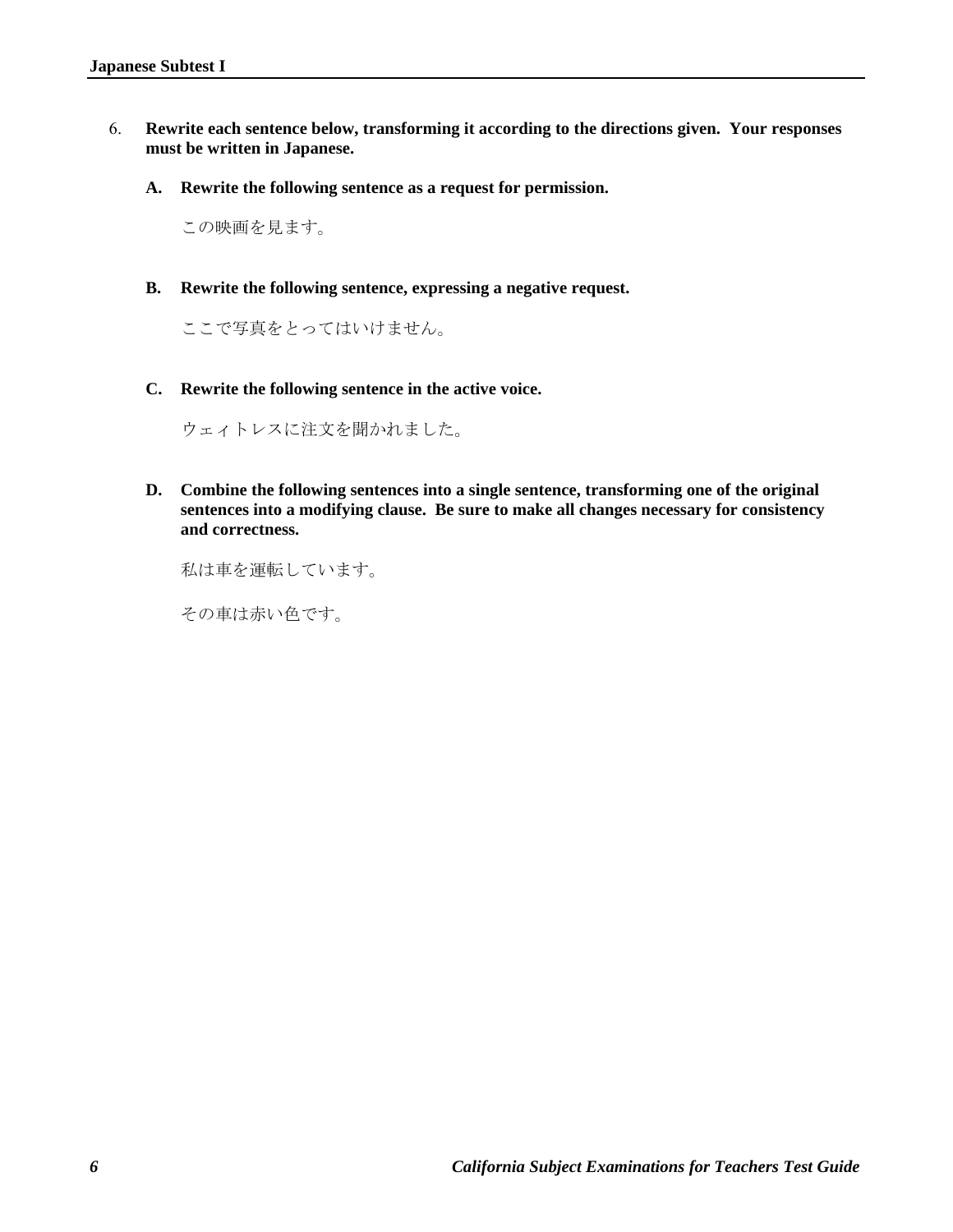6. **Rewrite each sentence below, transforming it according to the directions given. Your responses must be written in Japanese.**

   **A. Rewrite the following sentence as a request for permission.**

   この映画を見ます。

   **B. Rewrite the following sentence, expressing a negative request.**

   ここで写真をとってはいけません。

   **C. Rewrite the following sentence in the active voice.**

   ウェィトレスに注文を聞かれました。

   **D. Combine the following sentences into a single sentence, transforming one of the original sentences into a modifying clause. Be sure to make all changes necessary for consistency and correctness.**

   私は車を運転しています。

   その車は赤い色です。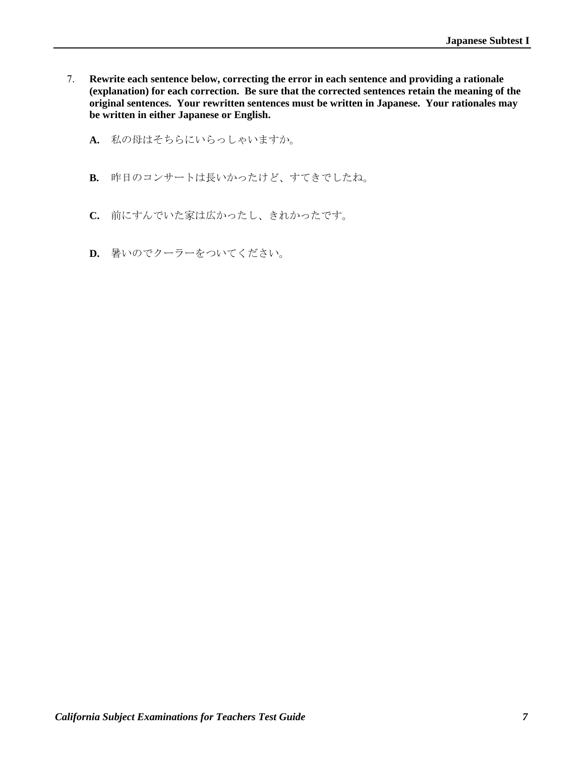7. **Rewrite each sentence below, correcting the error in each sentence and providing a rationale (explanation) for each correction. Be sure that the corrected sentences retain the meaning of the original sentences. Your rewritten sentences must be written in Japanese. Your rationales may be written in either Japanese or English.**

   **A.** 私の母はそちらにいらっしゃいますか。

   **B.** 昨日のコンサートは長いかったけど、すてきでしたね。

   **C.** 前にすんでいた家は広かったし、きれかったです。

   **D.** 暑いのでクーラーをついてください。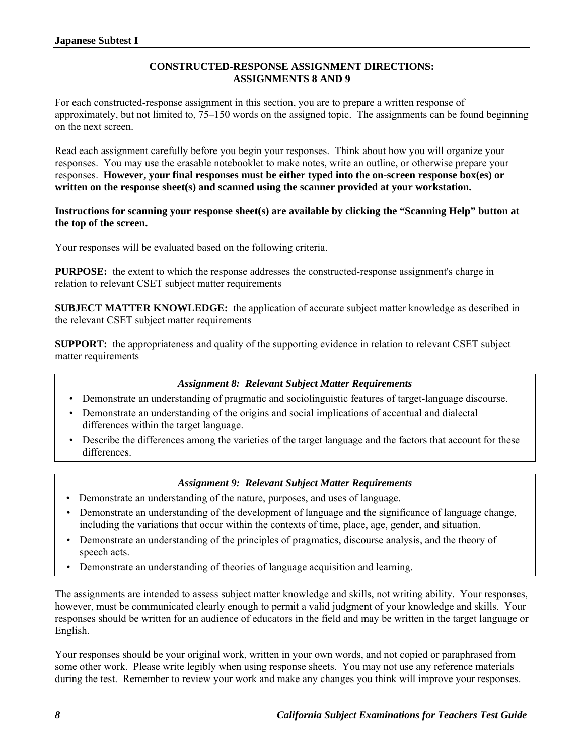## CONSTRUCTED-RESPONSE ASSIGNMENT DIRECTIONS: ASSIGNMENTS 8 AND 9

For each constructed-response assignment in this section, you are to prepare a written response of approximately, but not limited to, 75–150 words on the assigned topic. The assignments can be found beginning on the next screen.

Read each assignment carefully before you begin your responses. Think about how you will organize your responses. You may use the erasable notebooklet to make notes, write an outline, or otherwise prepare your responses. **However, your final responses must be either typed into the on-screen response box(es) or written on the response sheet(s) and scanned using the scanner provided at your workstation.**

**Instructions for scanning your response sheet(s) are available by clicking the "Scanning Help" button at the top of the screen.**

Your responses will be evaluated based on the following criteria.

**PURPOSE:** the extent to which the response addresses the constructed-response assignment's charge in relation to relevant CSET subject matter requirements

**SUBJECT MATTER KNOWLEDGE:** the application of accurate subject matter knowledge as described in the relevant CSET subject matter requirements

**SUPPORT:** the appropriateness and quality of the supporting evidence in relation to relevant CSET subject matter requirements

***Assignment 8: Relevant Subject Matter Requirements***

- Demonstrate an understanding of pragmatic and sociolinguistic features of target-language discourse.
- Demonstrate an understanding of the origins and social implications of accentual and dialectal differences within the target language.
- Describe the differences among the varieties of the target language and the factors that account for these differences.

***Assignment 9: Relevant Subject Matter Requirements***

- Demonstrate an understanding of the nature, purposes, and uses of language.
- Demonstrate an understanding of the development of language and the significance of language change, including the variations that occur within the contexts of time, place, age, gender, and situation.
- Demonstrate an understanding of the principles of pragmatics, discourse analysis, and the theory of speech acts.
- Demonstrate an understanding of theories of language acquisition and learning.

The assignments are intended to assess subject matter knowledge and skills, not writing ability. Your responses, however, must be communicated clearly enough to permit a valid judgment of your knowledge and skills. Your responses should be written for an audience of educators in the field and may be written in the target language or English.

Your responses should be your original work, written in your own words, and not copied or paraphrased from some other work. Please write legibly when using response sheets. You may not use any reference materials during the test. Remember to review your work and make any changes you think will improve your responses.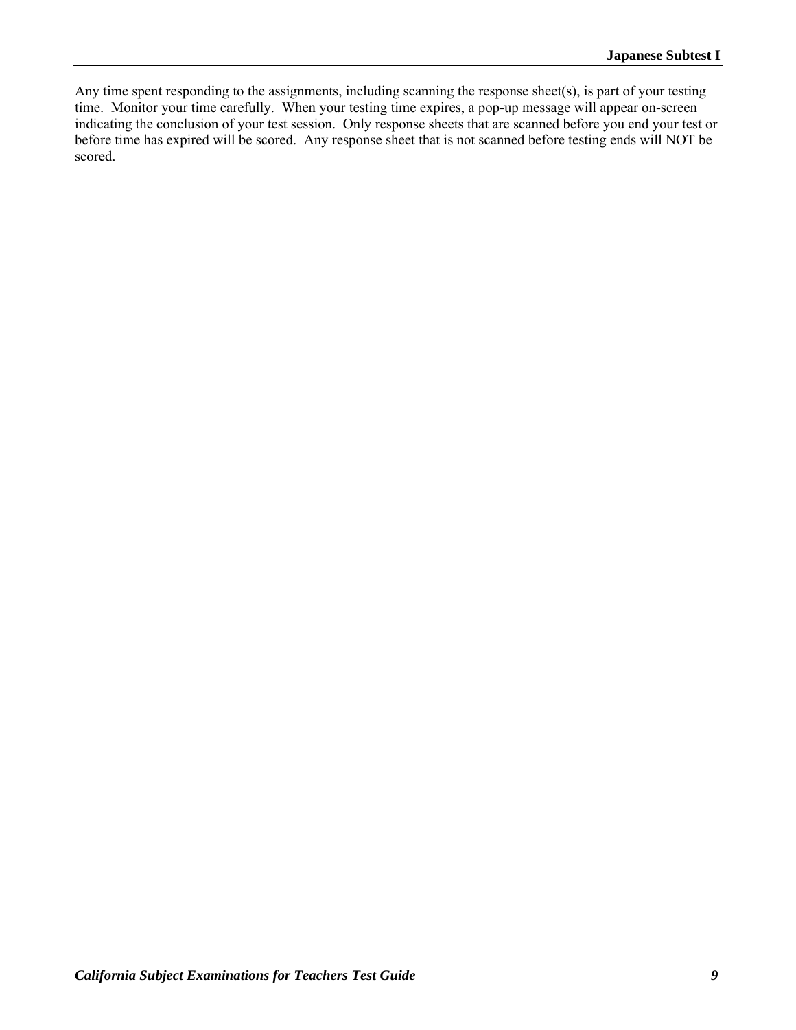Any time spent responding to the assignments, including scanning the response sheet(s), is part of your testing time. Monitor your time carefully. When your testing time expires, a pop-up message will appear on-screen indicating the conclusion of your test session. Only response sheets that are scanned before you end your test or before time has expired will be scored. Any response sheet that is not scanned before testing ends will NOT be scored.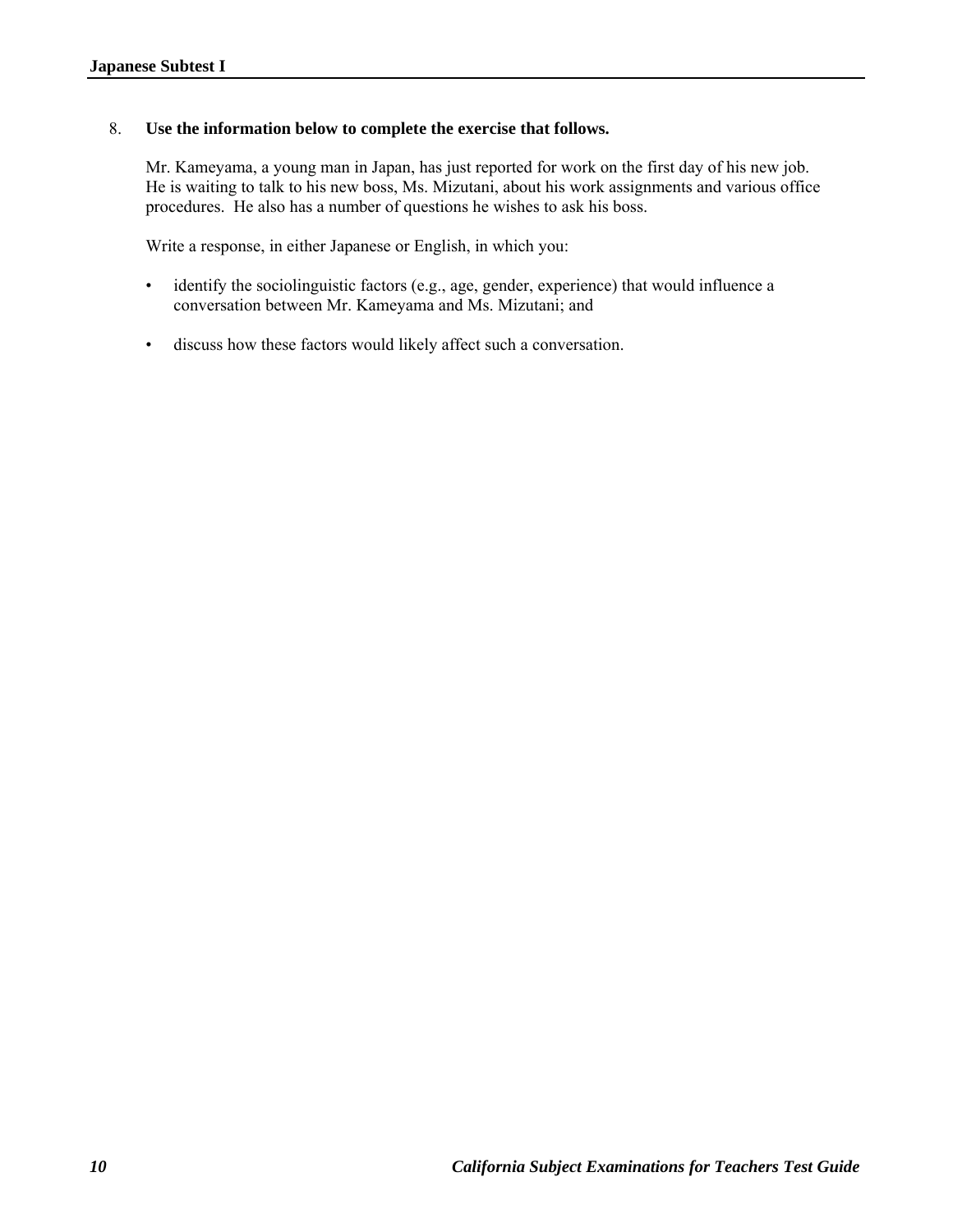8. **Use the information below to complete the exercise that follows.**

Mr. Kameyama, a young man in Japan, has just reported for work on the first day of his new job. He is waiting to talk to his new boss, Ms. Mizutani, about his work assignments and various office procedures. He also has a number of questions he wishes to ask his boss.

Write a response, in either Japanese or English, in which you:

- identify the sociolinguistic factors (e.g., age, gender, experience) that would influence a conversation between Mr. Kameyama and Ms. Mizutani; and
- discuss how these factors would likely affect such a conversation.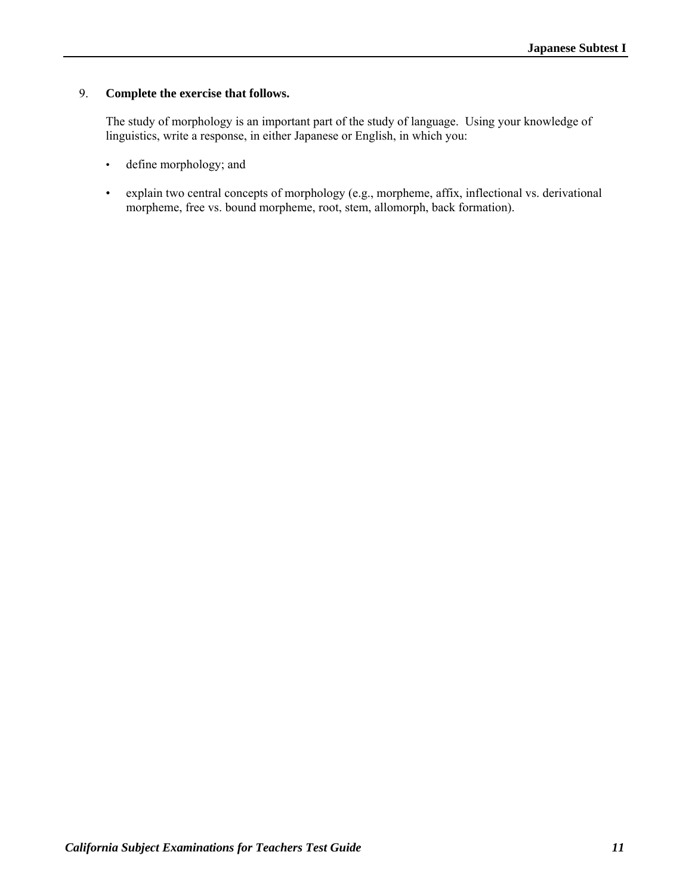9. **Complete the exercise that follows.**

The study of morphology is an important part of the study of language. Using your knowledge of linguistics, write a response, in either Japanese or English, in which you:

- define morphology; and

- explain two central concepts of morphology (e.g., morpheme, affix, inflectional vs. derivational morpheme, free vs. bound morpheme, root, stem, allomorph, back formation).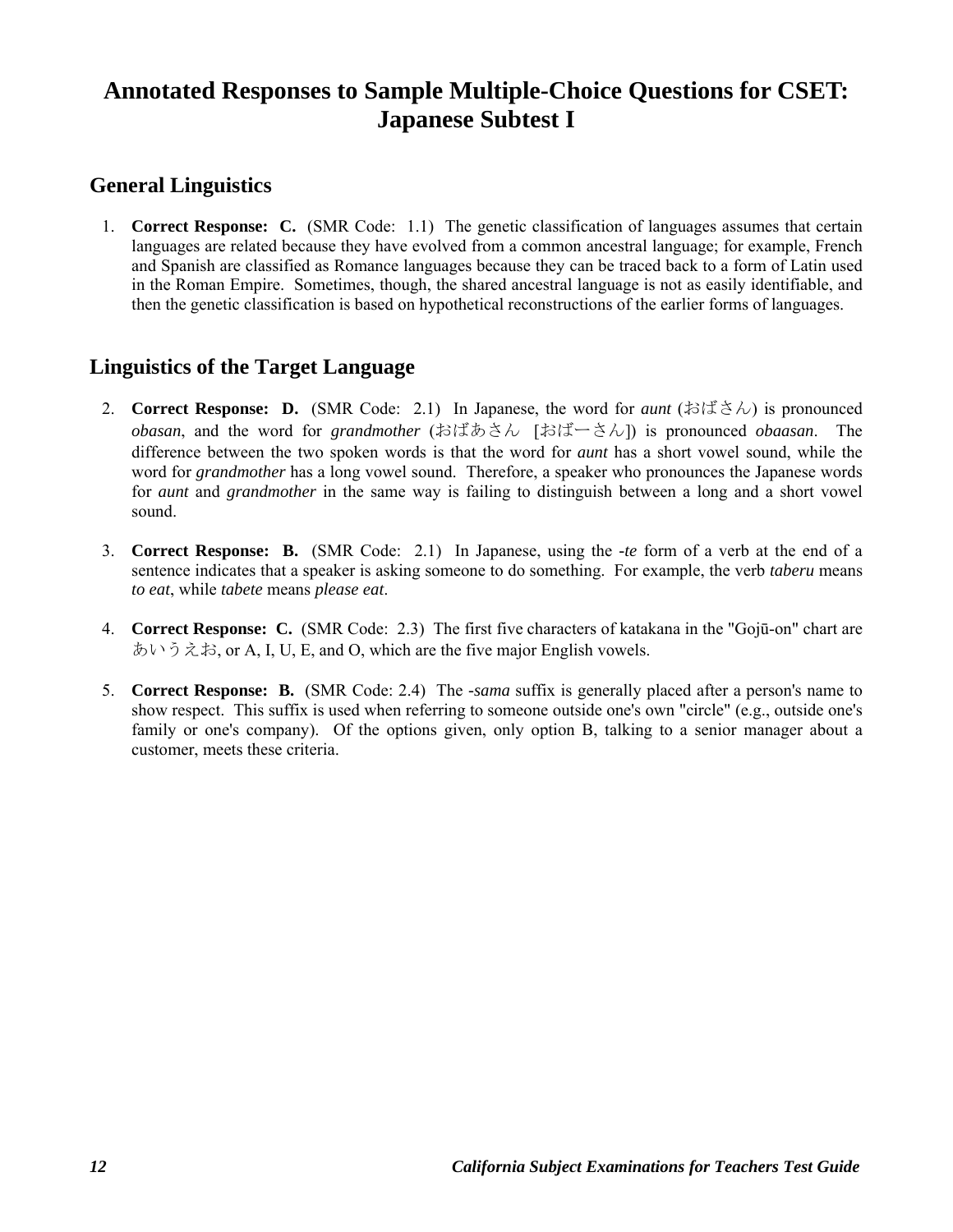# Annotated Responses to Sample Multiple-Choice Questions for CSET: Japanese Subtest I

## General Linguistics

1. **Correct Response: C.** (SMR Code: 1.1) The genetic classification of languages assumes that certain languages are related because they have evolved from a common ancestral language; for example, French and Spanish are classified as Romance languages because they can be traced back to a form of Latin used in the Roman Empire. Sometimes, though, the shared ancestral language is not as easily identifiable, and then the genetic classification is based on hypothetical reconstructions of the earlier forms of languages.

## Linguistics of the Target Language

2. **Correct Response: D.** (SMR Code: 2.1) In Japanese, the word for *aunt* (おばさん) is pronounced *obasan*, and the word for *grandmother* (おばあさん [おばーさん]) is pronounced *obaasan*. The difference between the two spoken words is that the word for *aunt* has a short vowel sound, while the word for *grandmother* has a long vowel sound. Therefore, a speaker who pronounces the Japanese words for *aunt* and *grandmother* in the same way is failing to distinguish between a long and a short vowel sound.

3. **Correct Response: B.** (SMR Code: 2.1) In Japanese, using the *-te* form of a verb at the end of a sentence indicates that a speaker is asking someone to do something. For example, the verb *taberu* means *to eat*, while *tabete* means *please eat*.

4. **Correct Response: C.** (SMR Code: 2.3) The first five characters of katakana in the "Gojū-on" chart are あいうえお, or A, I, U, E, and O, which are the five major English vowels.

5. **Correct Response: B.** (SMR Code: 2.4) The *-sama* suffix is generally placed after a person's name to show respect. This suffix is used when referring to someone outside one's own "circle" (e.g., outside one's family or one's company). Of the options given, only option B, talking to a senior manager about a customer, meets these criteria.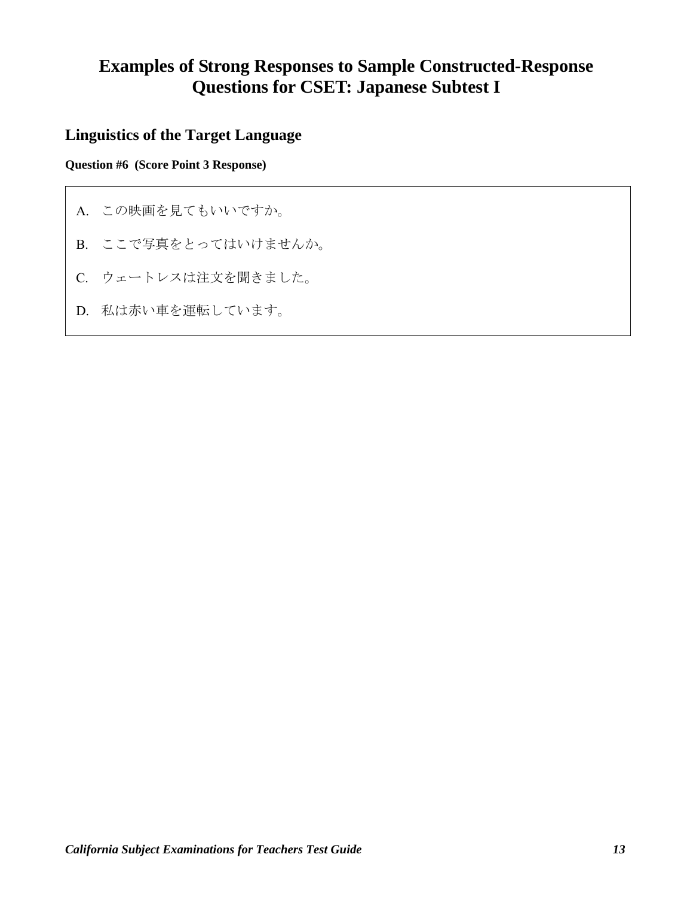# Examples of Strong Responses to Sample Constructed-Response Questions for CSET: Japanese Subtest I

## Linguistics of the Target Language

**Question #6 (Score Point 3 Response)**

A. この映画を見てもいいですか。

B. ここで写真をとってはいけませんか。

C. ウェートレスは注文を聞きました。

D. 私は赤い車を運転しています。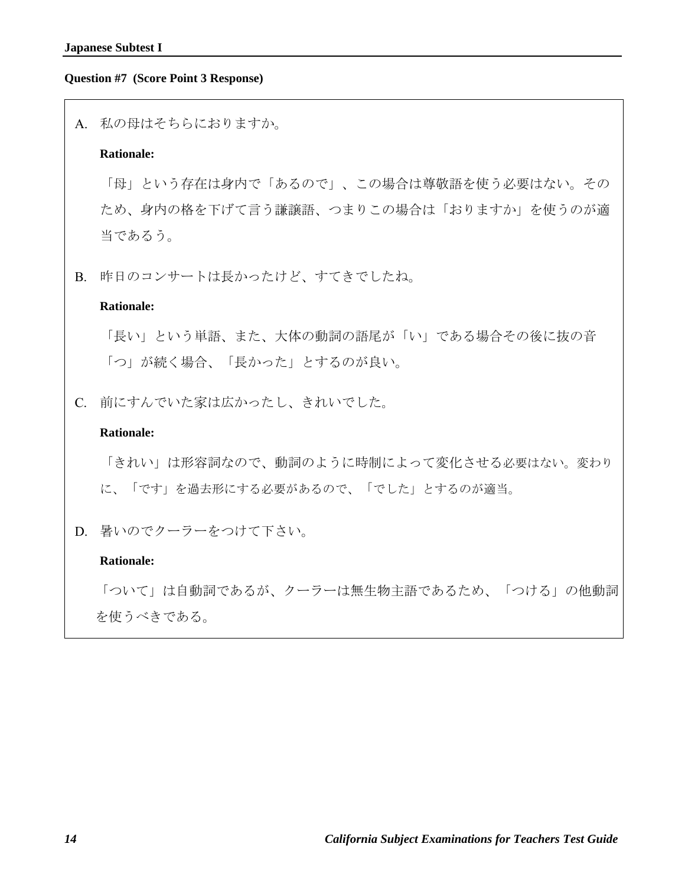**Question #7 (Score Point 3 Response)**

A. 私の母はそちらにおりますか。

**Rationale:**

「母」という存在は身内で「あるので」、この場合は尊敬語を使う必要はない。そのため、身内の格を下げて言う謙譲語、つまりこの場合は「おりますか」を使うのが適当であるう。

B. 昨日のコンサートは長かったけど、すてきでしたね。

**Rationale:**

「長い」という単語、また、大体の動詞の語尾が「い」である場合その後に抜の音「つ」が続く場合、「長かった」とするのが良い。

C. 前にすんでいた家は広かったし、きれいでした。

**Rationale:**

「きれい」は形容詞なので、動詞のように時制によって変化させる必要はない。変わりに、「です」を過去形にする必要があるので、「でした」とするのが適当。

D. 暑いのでクーラーをつけて下さい。

**Rationale:**

「ついて」は自動詞であるが、クーラーは無生物主語であるため、「つける」の他動詞を使うべきである。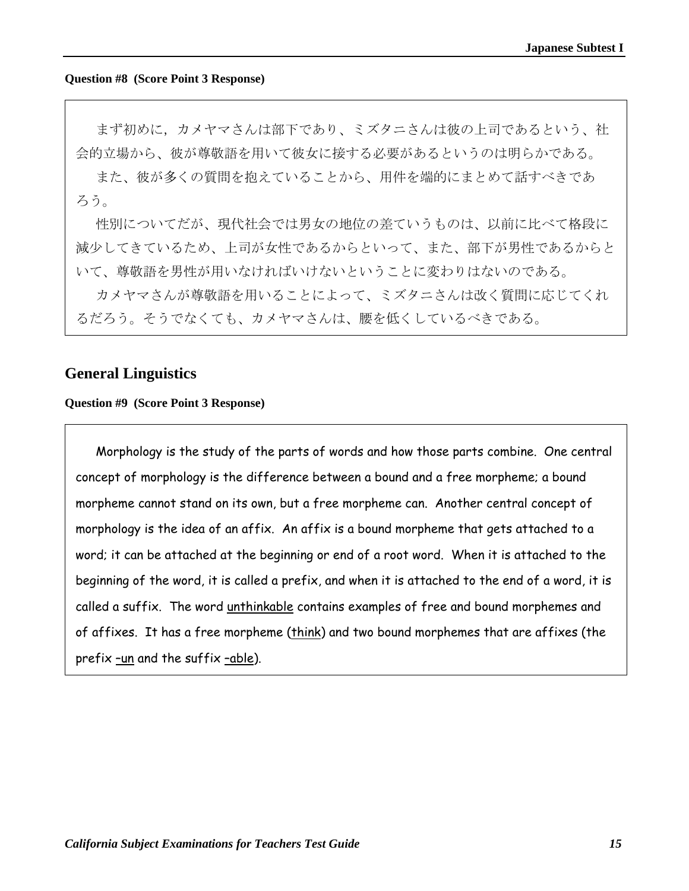**Question #8  (Score Point 3 Response)**

まず初めに，カメヤマさんは部下であり、ミズタニさんは彼の上司であるという、社会的立場から、彼が尊敬語を用いて彼女に接する必要があるというのは明らかである。

また、彼が多くの質問を抱えていることから、用件を端的にまとめて話すべきであろう。

性別についてだが、現代社会では男女の地位の差ていうものは、以前に比べて格段に減少してきているため、上司が女性であるからといって、また、部下が男性であるからといて、尊敬語を男性が用いなければいけないということに変わりはないのである。

カメヤマさんが尊敬語を用いることによって、ミズタニさんは改く質問に応じてくれるだろう。そうでなくても、カメヤマさんは、腰を低くしているべきである。

## General Linguistics

**Question #9  (Score Point 3 Response)**

Morphology is the study of the parts of words and how those parts combine.  One central concept of morphology is the difference between a bound and a free morpheme; a bound morpheme cannot stand on its own, but a free morpheme can.  Another central concept of morphology is the idea of an affix.  An affix is a bound morpheme that gets attached to a word; it can be attached at the beginning or end of a root word.  When it is attached to the beginning of the word, it is called a prefix, and when it is attached to the end of a word, it is called a suffix.  The word <u>unthinkable</u> contains examples of free and bound morphemes and of affixes.  It has a free morpheme (<u>think</u>) and two bound morphemes that are affixes (the prefix <u>–un</u> and the suffix <u>–able</u>).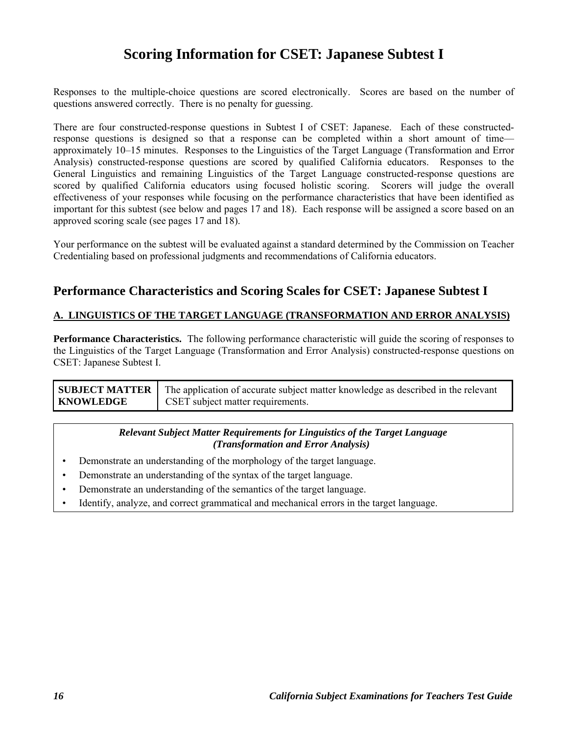# Scoring Information for CSET: Japanese Subtest I

Responses to the multiple-choice questions are scored electronically. Scores are based on the number of questions answered correctly. There is no penalty for guessing.

There are four constructed-response questions in Subtest I of CSET: Japanese. Each of these constructed-response questions is designed so that a response can be completed within a short amount of time—approximately 10–15 minutes. Responses to the Linguistics of the Target Language (Transformation and Error Analysis) constructed-response questions are scored by qualified California educators. Responses to the General Linguistics and remaining Linguistics of the Target Language constructed-response questions are scored by qualified California educators using focused holistic scoring. Scorers will judge the overall effectiveness of your responses while focusing on the performance characteristics that have been identified as important for this subtest (see below and pages 17 and 18). Each response will be assigned a score based on an approved scoring scale (see pages 17 and 18).

Your performance on the subtest will be evaluated against a standard determined by the Commission on Teacher Credentialing based on professional judgments and recommendations of California educators.

## Performance Characteristics and Scoring Scales for CSET: Japanese Subtest I

### A. LINGUISTICS OF THE TARGET LANGUAGE (TRANSFORMATION AND ERROR ANALYSIS)

**Performance Characteristics.** The following performance characteristic will guide the scoring of responses to the Linguistics of the Target Language (Transformation and Error Analysis) constructed-response questions on CSET: Japanese Subtest I.

| | |
|---|---|
| **SUBJECT MATTER KNOWLEDGE** | The application of accurate subject matter knowledge as described in the relevant CSET subject matter requirements. |

***Relevant Subject Matter Requirements for Linguistics of the Target Language (Transformation and Error Analysis)***

- Demonstrate an understanding of the morphology of the target language.
- Demonstrate an understanding of the syntax of the target language.
- Demonstrate an understanding of the semantics of the target language.
- Identify, analyze, and correct grammatical and mechanical errors in the target language.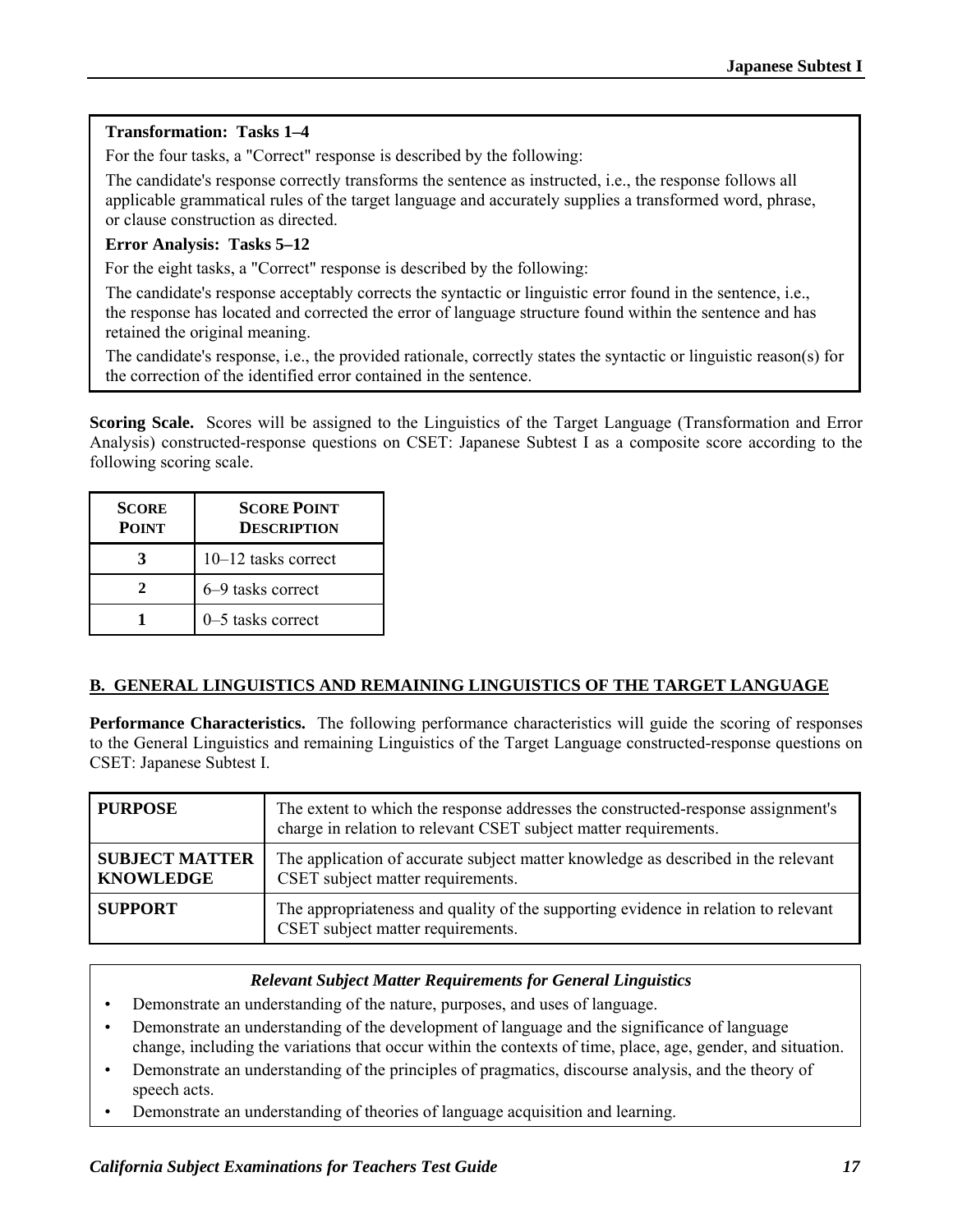**Transformation: Tasks 1–4**

For the four tasks, a "Correct" response is described by the following:

The candidate's response correctly transforms the sentence as instructed, i.e., the response follows all applicable grammatical rules of the target language and accurately supplies a transformed word, phrase, or clause construction as directed.

**Error Analysis: Tasks 5–12**

For the eight tasks, a "Correct" response is described by the following:

The candidate's response acceptably corrects the syntactic or linguistic error found in the sentence, i.e., the response has located and corrected the error of language structure found within the sentence and has retained the original meaning.

The candidate's response, i.e., the provided rationale, correctly states the syntactic or linguistic reason(s) for the correction of the identified error contained in the sentence.

**Scoring Scale.** Scores will be assigned to the Linguistics of the Target Language (Transformation and Error Analysis) constructed-response questions on CSET: Japanese Subtest I as a composite score according to the following scoring scale.

| Score Point | Score Point Description |
|---|---|
| 3 | 10–12 tasks correct |
| 2 | 6–9 tasks correct |
| 1 | 0–5 tasks correct |

## B. GENERAL LINGUISTICS AND REMAINING LINGUISTICS OF THE TARGET LANGUAGE

**Performance Characteristics.** The following performance characteristics will guide the scoring of responses to the General Linguistics and remaining Linguistics of the Target Language constructed-response questions on CSET: Japanese Subtest I.

| | |
|---|---|
| **PURPOSE** | The extent to which the response addresses the constructed-response assignment's charge in relation to relevant CSET subject matter requirements. |
| **SUBJECT MATTER KNOWLEDGE** | The application of accurate subject matter knowledge as described in the relevant CSET subject matter requirements. |
| **SUPPORT** | The appropriateness and quality of the supporting evidence in relation to relevant CSET subject matter requirements. |

***Relevant Subject Matter Requirements for General Linguistics***

- Demonstrate an understanding of the nature, purposes, and uses of language.
- Demonstrate an understanding of the development of language and the significance of language change, including the variations that occur within the contexts of time, place, age, gender, and situation.
- Demonstrate an understanding of the principles of pragmatics, discourse analysis, and the theory of speech acts.
- Demonstrate an understanding of theories of language acquisition and learning.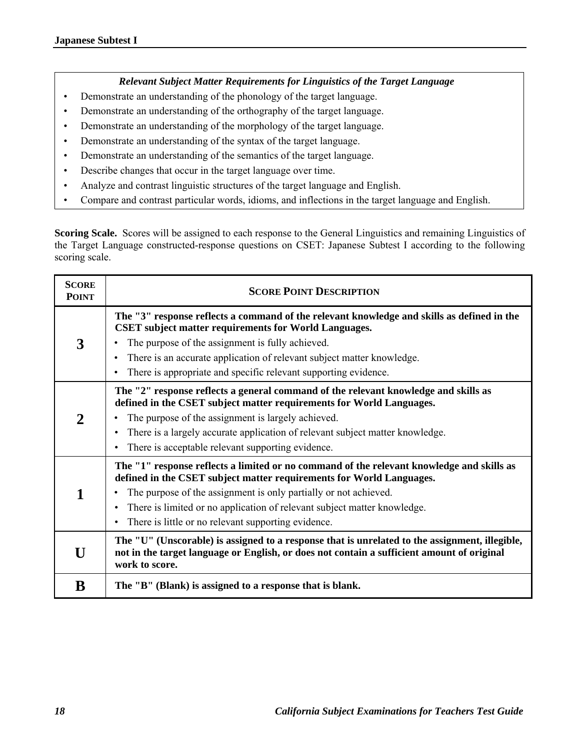***Relevant Subject Matter Requirements for Linguistics of the Target Language***

- Demonstrate an understanding of the phonology of the target language.
- Demonstrate an understanding of the orthography of the target language.
- Demonstrate an understanding of the morphology of the target language.
- Demonstrate an understanding of the syntax of the target language.
- Demonstrate an understanding of the semantics of the target language.
- Describe changes that occur in the target language over time.
- Analyze and contrast linguistic structures of the target language and English.
- Compare and contrast particular words, idioms, and inflections in the target language and English.

**Scoring Scale.** Scores will be assigned to each response to the General Linguistics and remaining Linguistics of the Target Language constructed-response questions on CSET: Japanese Subtest I according to the following scoring scale.

| **SCORE POINT** | **SCORE POINT DESCRIPTION** |
|---|---|
| **3** | **The "3" response reflects a command of the relevant knowledge and skills as defined in the CSET subject matter requirements for World Languages.**<br>• The purpose of the assignment is fully achieved.<br>• There is an accurate application of relevant subject matter knowledge.<br>• There is appropriate and specific relevant supporting evidence. |
| **2** | **The "2" response reflects a general command of the relevant knowledge and skills as defined in the CSET subject matter requirements for World Languages.**<br>• The purpose of the assignment is largely achieved.<br>• There is a largely accurate application of relevant subject matter knowledge.<br>• There is acceptable relevant supporting evidence. |
| **1** | **The "1" response reflects a limited or no command of the relevant knowledge and skills as defined in the CSET subject matter requirements for World Languages.**<br>• The purpose of the assignment is only partially or not achieved.<br>• There is limited or no application of relevant subject matter knowledge.<br>• There is little or no relevant supporting evidence. |
| **U** | **The "U" (Unscorable) is assigned to a response that is unrelated to the assignment, illegible, not in the target language or English, or does not contain a sufficient amount of original work to score.** |
| **B** | **The "B" (Blank) is assigned to a response that is blank.** |